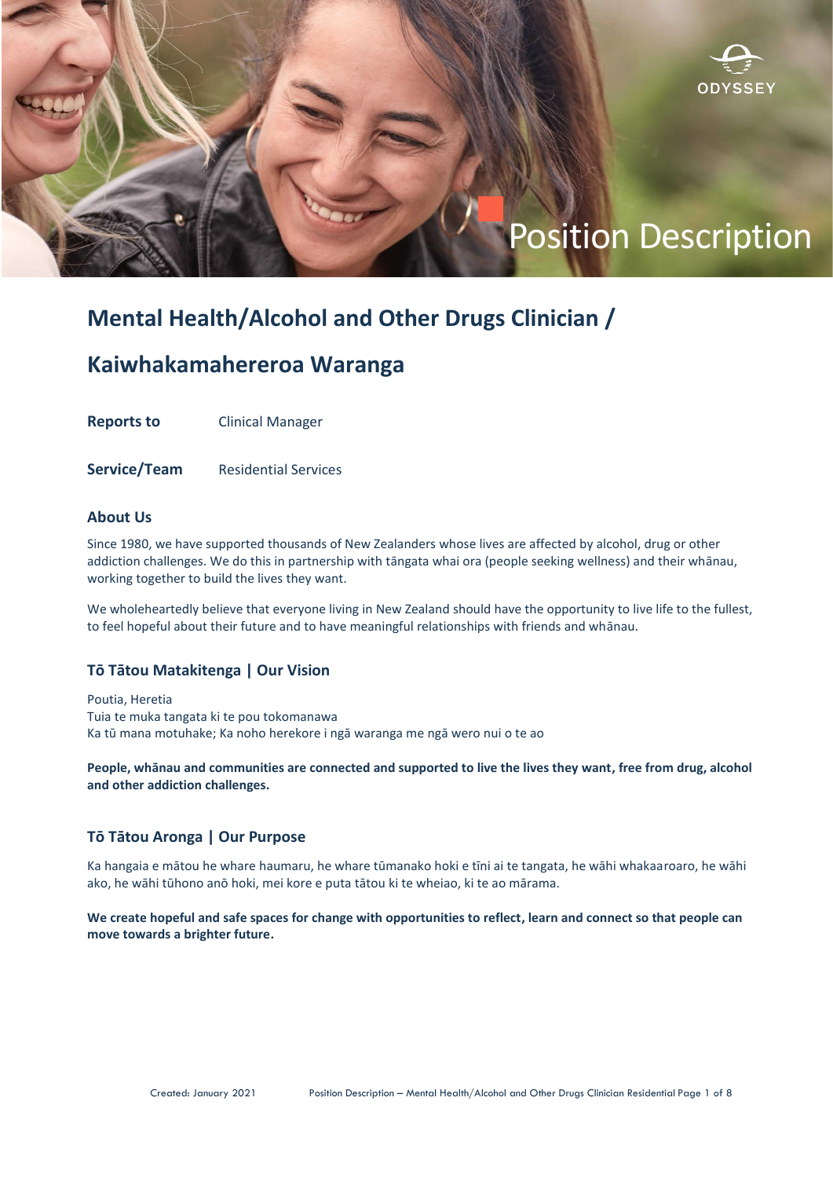ODYSSEY

Position Description

# Mental Health/Alcohol and Other Drugs Clinician / Kaiwhakamahereroa Waranga

**Reports to** Clinical Manager

**Service/Team** Residential Services

## About Us

Since 1980, we have supported thousands of New Zealanders whose lives are affected by alcohol, drug or other addiction challenges. We do this in partnership with tāngata whai ora (people seeking wellness) and their whānau, working together to build the lives they want.

We wholeheartedly believe that everyone living in New Zealand should have the opportunity to live life to the fullest, to feel hopeful about their future and to have meaningful relationships with friends and whānau.

## Tō Tātou Matakitenga | Our Vision

Poutia, Heretia
Tuia te muka tangata ki te pou tokomanawa
Ka tū mana motuhake; Ka noho herekore i ngā waranga me ngā wero nui o te ao

**People, whānau and communities are connected and supported to live the lives they want, free from drug, alcohol and other addiction challenges.**

## Tō Tātou Aronga | Our Purpose

Ka hangaia e mātou he whare haumaru, he whare tūmanako hoki e tīni ai te tangata, he wāhi whakaaroaro, he wāhi ako, he wāhi tūhono anō hoki, mei kore e puta tātou ki te wheiao, ki te ao mārama.

**We create hopeful and safe spaces for change with opportunities to reflect, learn and connect so that people can move towards a brighter future.**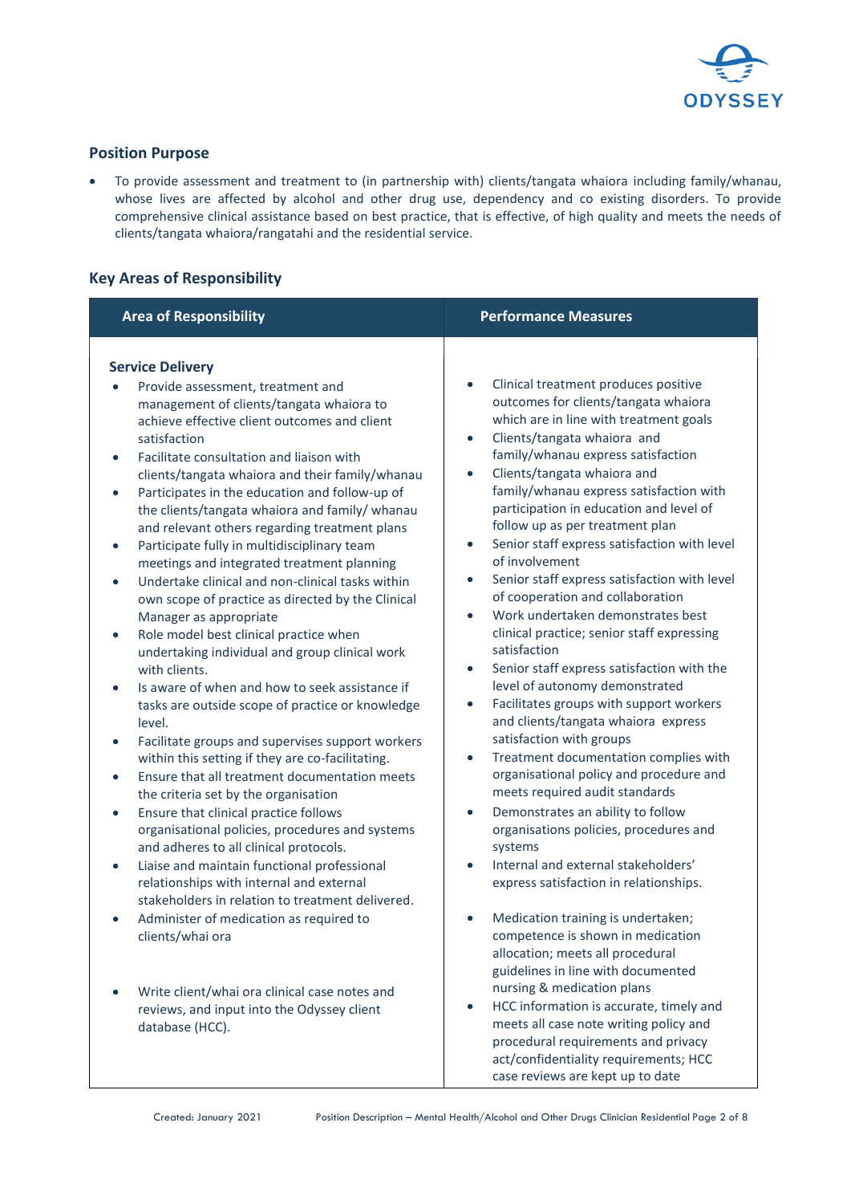## Position Purpose

- To provide assessment and treatment to (in partnership with) clients/tangata whaiora including family/whanau, whose lives are affected by alcohol and other drug use, dependency and co existing disorders. To provide comprehensive clinical assistance based on best practice, that is effective, of high quality and meets the needs of clients/tangata whaiora/rangatahi and the residential service.

## Key Areas of Responsibility

| Area of Responsibility | Performance Measures |
|---|---|
| **Service Delivery** | |
| • Provide assessment, treatment and management of clients/tangata whaiora to achieve effective client outcomes and client satisfaction | • Clinical treatment produces positive outcomes for clients/tangata whaiora which are in line with treatment goals |
| • Facilitate consultation and liaison with clients/tangata whaiora and their family/whanau | • Clients/tangata whaiora and family/whanau express satisfaction |
| • Participates in the education and follow-up of the clients/tangata whaiora and family/ whanau and relevant others regarding treatment plans | • Clients/tangata whaiora and family/whanau express satisfaction with participation in education and level of follow up as per treatment plan |
| • Participate fully in multidisciplinary team meetings and integrated treatment planning | • Senior staff express satisfaction with level of involvement |
| • Undertake clinical and non-clinical tasks within own scope of practice as directed by the Clinical Manager as appropriate | • Senior staff express satisfaction with level of cooperation and collaboration |
| • Role model best clinical practice when undertaking individual and group clinical work with clients. | • Work undertaken demonstrates best clinical practice; senior staff expressing satisfaction |
| • Is aware of when and how to seek assistance if tasks are outside scope of practice or knowledge level. | • Senior staff express satisfaction with the level of autonomy demonstrated |
| • Facilitate groups and supervises support workers within this setting if they are co-facilitating. | • Facilitates groups with support workers and clients/tangata whaiora express satisfaction with groups |
| • Ensure that all treatment documentation meets the criteria set by the organisation | • Treatment documentation complies with organisational policy and procedure and meets required audit standards |
| • Ensure that clinical practice follows organisational policies, procedures and systems and adheres to all clinical protocols. | • Demonstrates an ability to follow organisations policies, procedures and systems |
| • Liaise and maintain functional professional relationships with internal and external stakeholders in relation to treatment delivered. | • Internal and external stakeholders' express satisfaction in relationships. |
| • Administer of medication as required to clients/whai ora | • Medication training is undertaken; competence is shown in medication allocation; meets all procedural guidelines in line with documented nursing & medication plans |
| • Write client/whai ora clinical case notes and reviews, and input into the Odyssey client database (HCC). | • HCC information is accurate, timely and meets all case note writing policy and procedural requirements and privacy act/confidentiality requirements; HCC case reviews are kept up to date |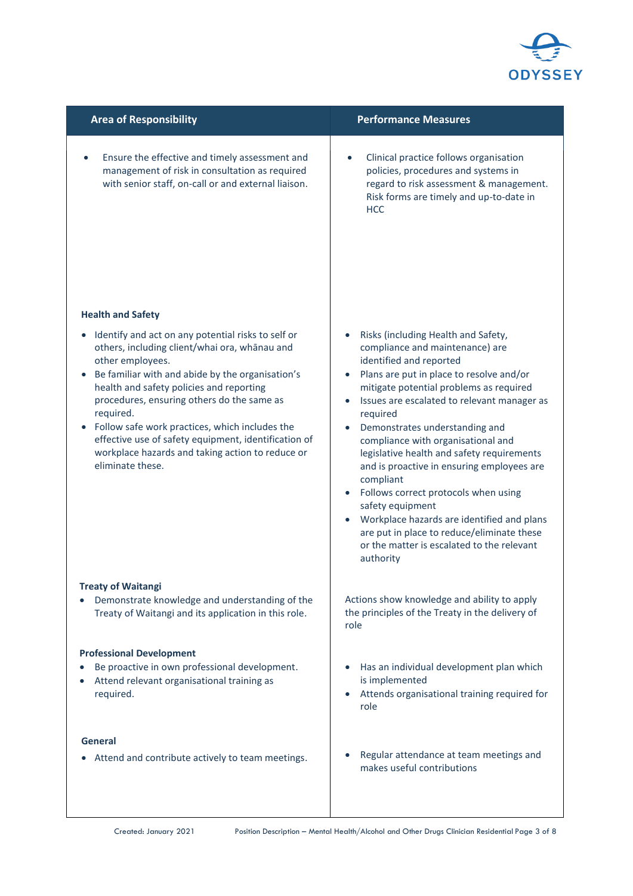| Area of Responsibility | Performance Measures |
|---|---|
| • Ensure the effective and timely assessment and management of risk in consultation as required with senior staff, on-call or and external liaison. | • Clinical practice follows organisation policies, procedures and systems in regard to risk assessment & management. Risk forms are timely and up-to-date in HCC |
| **Health and Safety**<br>• Identify and act on any potential risks to self or others, including client/whai ora, whānau and other employees.<br>• Be familiar with and abide by the organisation's health and safety policies and reporting procedures, ensuring others do the same as required.<br>• Follow safe work practices, which includes the effective use of safety equipment, identification of workplace hazards and taking action to reduce or eliminate these. | • Risks (including Health and Safety, compliance and maintenance) are identified and reported<br>• Plans are put in place to resolve and/or mitigate potential problems as required<br>• Issues are escalated to relevant manager as required<br>• Demonstrates understanding and compliance with organisational and legislative health and safety requirements and is proactive in ensuring employees are compliant<br>• Follows correct protocols when using safety equipment<br>• Workplace hazards are identified and plans are put in place to reduce/eliminate these or the matter is escalated to the relevant authority |
| **Treaty of Waitangi**<br>• Demonstrate knowledge and understanding of the Treaty of Waitangi and its application in this role. | Actions show knowledge and ability to apply the principles of the Treaty in the delivery of role |
| **Professional Development**<br>• Be proactive in own professional development.<br>• Attend relevant organisational training as required. | • Has an individual development plan which is implemented<br>• Attends organisational training required for role |
| **General**<br>• Attend and contribute actively to team meetings. | • Regular attendance at team meetings and makes useful contributions |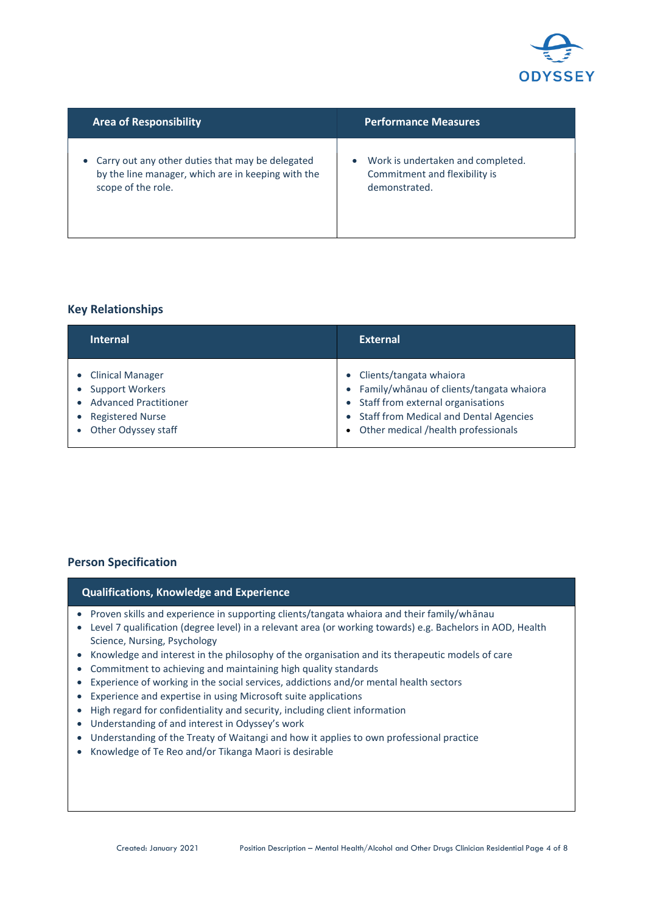| Area of Responsibility | Performance Measures |
|---|---|
| • Carry out any other duties that may be delegated by the line manager, which are in keeping with the scope of the role. | • Work is undertaken and completed. Commitment and flexibility is demonstrated. |

## Key Relationships

| Internal | External |
|---|---|
| • Clinical Manager<br>• Support Workers<br>• Advanced Practitioner<br>• Registered Nurse<br>• Other Odyssey staff | • Clients/tangata whaiora<br>• Family/whānau of clients/tangata whaiora<br>• Staff from external organisations<br>• Staff from Medical and Dental Agencies<br>• Other medical /health professionals |

## Person Specification

| Qualifications, Knowledge and Experience |
|---|
| • Proven skills and experience in supporting clients/tangata whaiora and their family/whānau<br>• Level 7 qualification (degree level) in a relevant area (or working towards) e.g. Bachelors in AOD, Health Science, Nursing, Psychology<br>• Knowledge and interest in the philosophy of the organisation and its therapeutic models of care<br>• Commitment to achieving and maintaining high quality standards<br>• Experience of working in the social services, addictions and/or mental health sectors<br>• Experience and expertise in using Microsoft suite applications<br>• High regard for confidentiality and security, including client information<br>• Understanding of and interest in Odyssey's work<br>• Understanding of the Treaty of Waitangi and how it applies to own professional practice<br>• Knowledge of Te Reo and/or Tikanga Maori is desirable |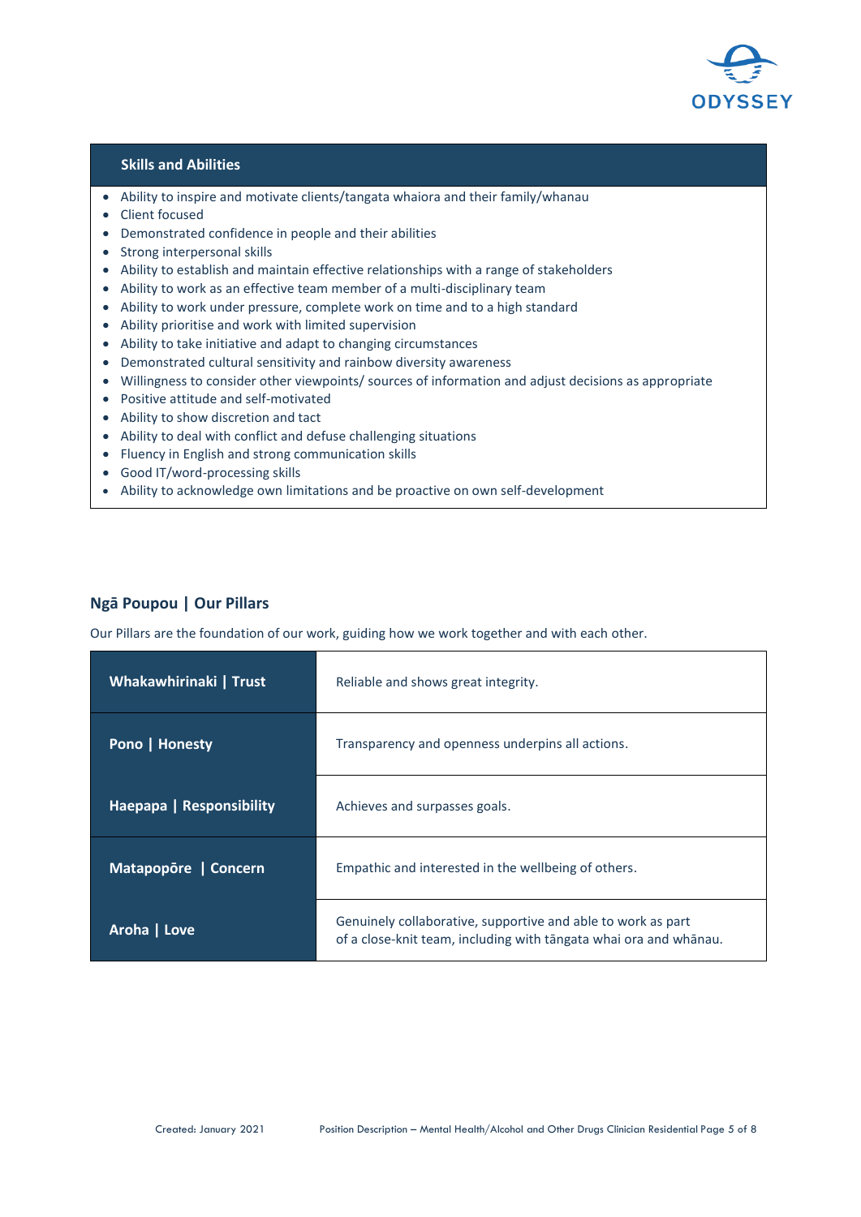## Skills and Abilities

- Ability to inspire and motivate clients/tangata whaiora and their family/whanau
- Client focused
- Demonstrated confidence in people and their abilities
- Strong interpersonal skills
- Ability to establish and maintain effective relationships with a range of stakeholders
- Ability to work as an effective team member of a multi-disciplinary team
- Ability to work under pressure, complete work on time and to a high standard
- Ability prioritise and work with limited supervision
- Ability to take initiative and adapt to changing circumstances
- Demonstrated cultural sensitivity and rainbow diversity awareness
- Willingness to consider other viewpoints/ sources of information and adjust decisions as appropriate
- Positive attitude and self-motivated
- Ability to show discretion and tact
- Ability to deal with conflict and defuse challenging situations
- Fluency in English and strong communication skills
- Good IT/word-processing skills
- Ability to acknowledge own limitations and be proactive on own self-development

## Ngā Poupou | Our Pillars

Our Pillars are the foundation of our work, guiding how we work together and with each other.

| | |
|---|---|
| **Whakawhirinaki \| Trust** | Reliable and shows great integrity. |
| **Pono \| Honesty** | Transparency and openness underpins all actions. |
| **Haepapa \| Responsibility** | Achieves and surpasses goals. |
| **Matapopōre \| Concern** | Empathic and interested in the wellbeing of others. |
| **Aroha \| Love** | Genuinely collaborative, supportive and able to work as part of a close-knit team, including with tāngata whai ora and whānau. |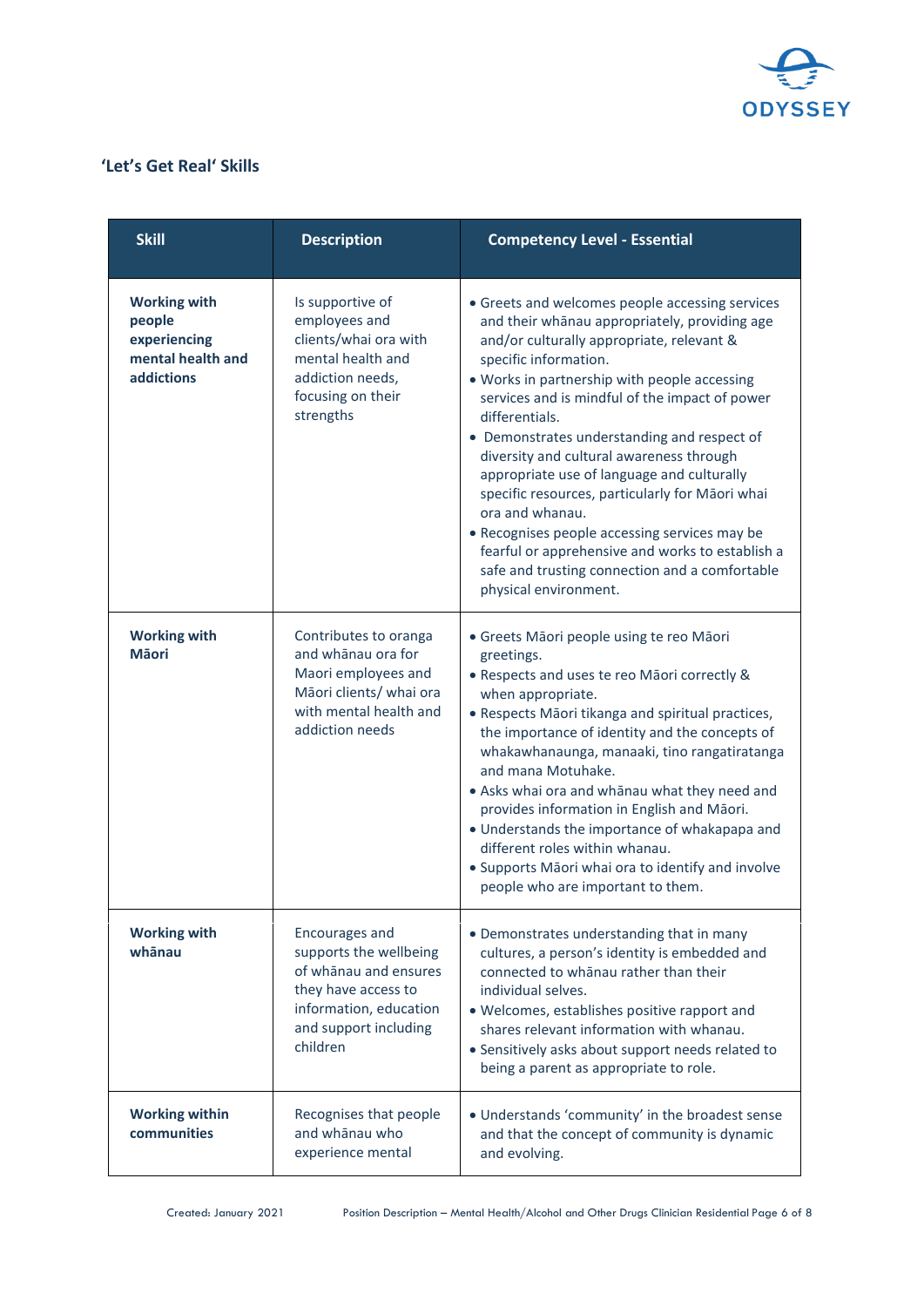## 'Let's Get Real' Skills

| Skill | Description | Competency Level - Essential |
|---|---|---|
| **Working with people experiencing mental health and addictions** | Is supportive of employees and clients/whai ora with mental health and addiction needs, focusing on their strengths | • Greets and welcomes people accessing services and their whānau appropriately, providing age and/or culturally appropriate, relevant & specific information.<br>• Works in partnership with people accessing services and is mindful of the impact of power differentials.<br>• Demonstrates understanding and respect of diversity and cultural awareness through appropriate use of language and culturally specific resources, particularly for Māori whai ora and whanau.<br>• Recognises people accessing services may be fearful or apprehensive and works to establish a safe and trusting connection and a comfortable physical environment. |
| **Working with Māori** | Contributes to oranga and whānau ora for Maori employees and Māori clients/ whai ora with mental health and addiction needs | • Greets Māori people using te reo Māori greetings.<br>• Respects and uses te reo Māori correctly & when appropriate.<br>• Respects Māori tikanga and spiritual practices, the importance of identity and the concepts of whakawhanaunga, manaaki, tino rangatiratanga and mana Motuhake.<br>• Asks whai ora and whānau what they need and provides information in English and Māori.<br>• Understands the importance of whakapapa and different roles within whanau.<br>• Supports Māori whai ora to identify and involve people who are important to them. |
| **Working with whānau** | Encourages and supports the wellbeing of whānau and ensures they have access to information, education and support including children | • Demonstrates understanding that in many cultures, a person's identity is embedded and connected to whānau rather than their individual selves.<br>• Welcomes, establishes positive rapport and shares relevant information with whanau.<br>• Sensitively asks about support needs related to being a parent as appropriate to role. |
| **Working within communities** | Recognises that people and whānau who experience mental | • Understands 'community' in the broadest sense and that the concept of community is dynamic and evolving. |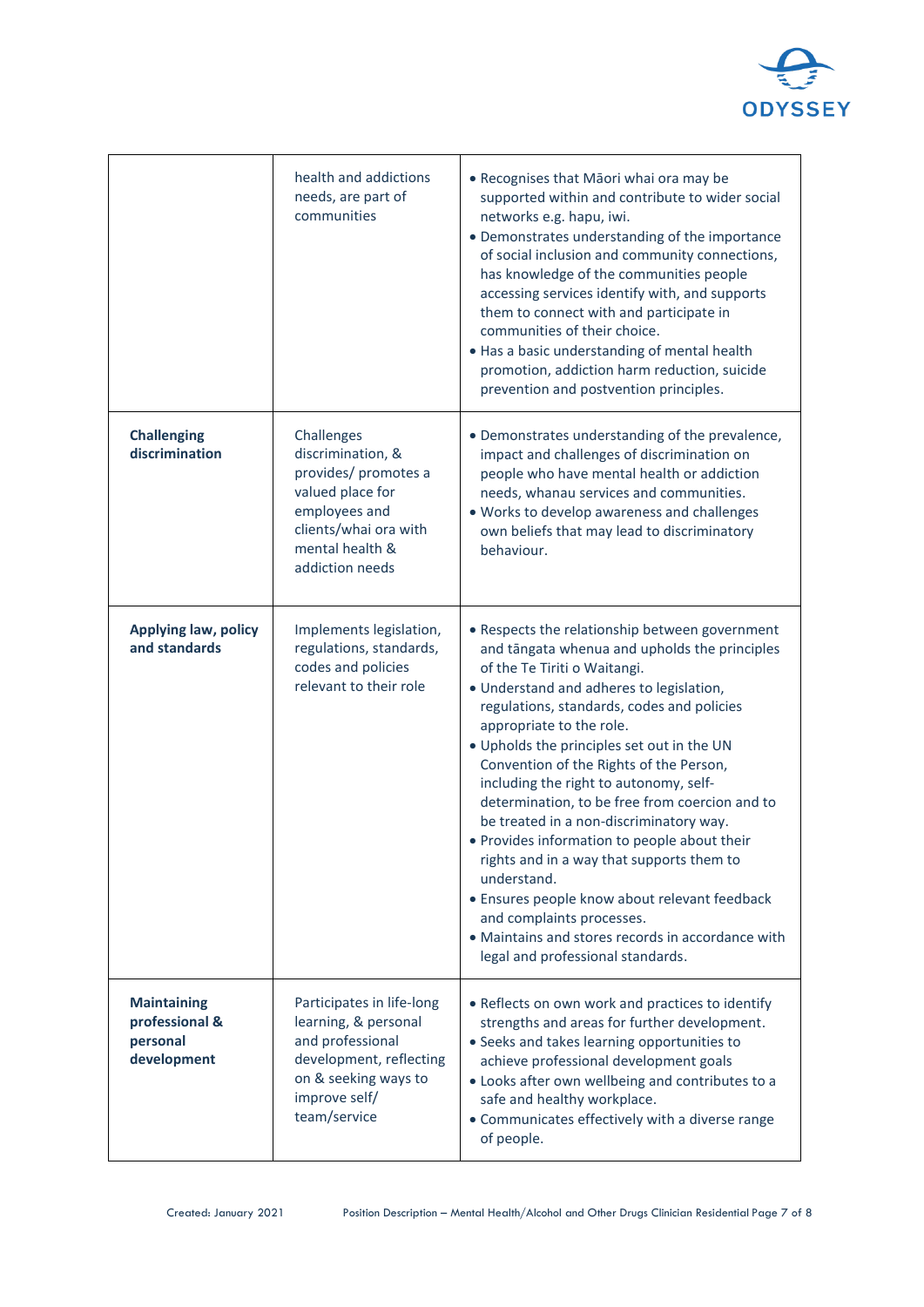| | | |
|---|---|---|
| | health and addictions needs, are part of communities | • Recognises that Māori whai ora may be supported within and contribute to wider social networks e.g. hapu, iwi.<br>• Demonstrates understanding of the importance of social inclusion and community connections, has knowledge of the communities people accessing services identify with, and supports them to connect with and participate in communities of their choice.<br>• Has a basic understanding of mental health promotion, addiction harm reduction, suicide prevention and postvention principles. |
| **Challenging discrimination** | Challenges discrimination, & provides/ promotes a valued place for employees and clients/whai ora with mental health & addiction needs | • Demonstrates understanding of the prevalence, impact and challenges of discrimination on people who have mental health or addiction needs, whanau services and communities.<br>• Works to develop awareness and challenges own beliefs that may lead to discriminatory behaviour. |
| **Applying law, policy and standards** | Implements legislation, regulations, standards, codes and policies relevant to their role | • Respects the relationship between government and tāngata whenua and upholds the principles of the Te Tiriti o Waitangi.<br>• Understand and adheres to legislation, regulations, standards, codes and policies appropriate to the role.<br>• Upholds the principles set out in the UN Convention of the Rights of the Person, including the right to autonomy, self-determination, to be free from coercion and to be treated in a non-discriminatory way.<br>• Provides information to people about their rights and in a way that supports them to understand.<br>• Ensures people know about relevant feedback and complaints processes.<br>• Maintains and stores records in accordance with legal and professional standards. |
| **Maintaining professional & personal development** | Participates in life-long learning, & personal and professional development, reflecting on & seeking ways to improve self/ team/service | • Reflects on own work and practices to identify strengths and areas for further development.<br>• Seeks and takes learning opportunities to achieve professional development goals<br>• Looks after own wellbeing and contributes to a safe and healthy workplace.<br>• Communicates effectively with a diverse range of people. |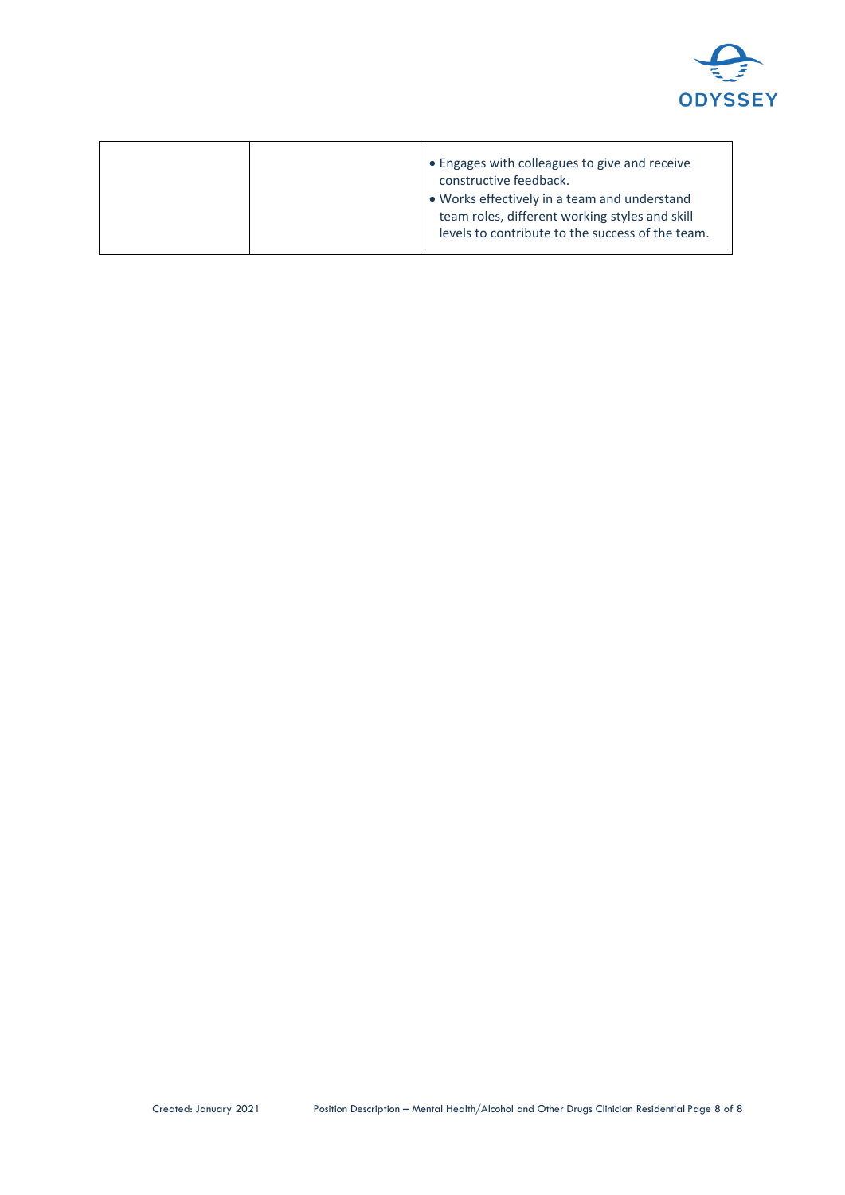| | | |
|---|---|---|
| | | • Engages with colleagues to give and receive constructive feedback.<br>• Works effectively in a team and understand team roles, different working styles and skill levels to contribute to the success of the team. |